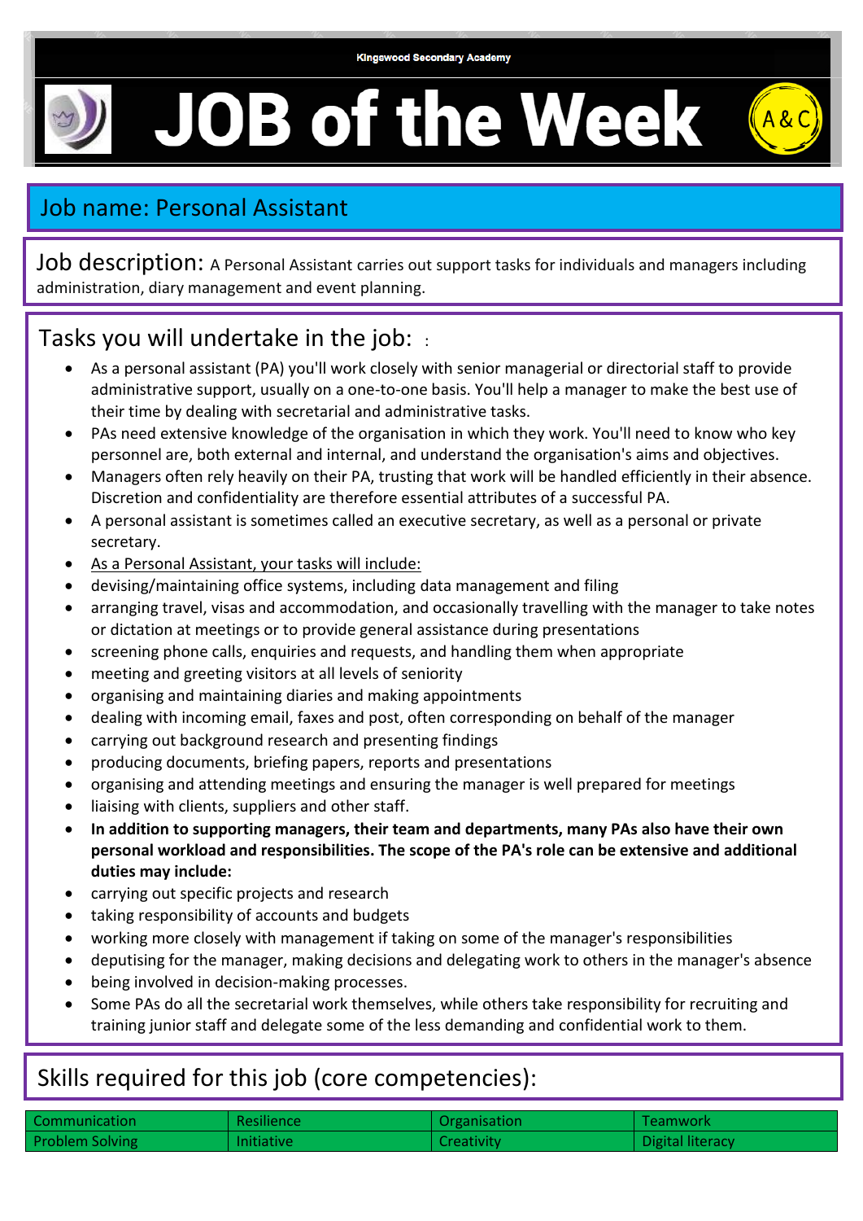Kingswood Secondary Academy

# JOB of the Week

A&C

## Job name: Personal Assistant

**Job description:** A Personal Assistant carries out support tasks for individuals and managers including administration, diary management and event planning.

## Tasks you will undertake in the job: :

- As a personal assistant (PA) you'll work closely with senior managerial or directorial staff to provide administrative support, usually on a one-to-one basis. You'll help a manager to make the best use of their time by dealing with secretarial and administrative tasks.
- PAs need extensive knowledge of the organisation in which they work. You'll need to know who key personnel are, both external and internal, and understand the organisation's aims and objectives.
- Managers often rely heavily on their PA, trusting that work will be handled efficiently in their absence. Discretion and confidentiality are therefore essential attributes of a successful PA.
- A personal assistant is sometimes called an executive secretary, as well as a personal or private secretary.
- <u>As a Personal Assistant, your tasks will include:</u>
- devising/maintaining office systems, including data management and filing
- arranging travel, visas and accommodation, and occasionally travelling with the manager to take notes or dictation at meetings or to provide general assistance during presentations
- screening phone calls, enquiries and requests, and handling them when appropriate
- meeting and greeting visitors at all levels of seniority
- organising and maintaining diaries and making appointments
- dealing with incoming email, faxes and post, often corresponding on behalf of the manager
- carrying out background research and presenting findings
- producing documents, briefing papers, reports and presentations
- organising and attending meetings and ensuring the manager is well prepared for meetings
- liaising with clients, suppliers and other staff.
- **In addition to supporting managers, their team and departments, many PAs also have their own personal workload and responsibilities. The scope of the PA's role can be extensive and additional duties may include:**
- carrying out specific projects and research
- taking responsibility of accounts and budgets
- working more closely with management if taking on some of the manager's responsibilities
- deputising for the manager, making decisions and delegating work to others in the manager's absence
- being involved in decision-making processes.
- Some PAs do all the secretarial work themselves, while others take responsibility for recruiting and training junior staff and delegate some of the less demanding and confidential work to them.

## Skills required for this job (core competencies):

| | | | |
|---|---|---|---|
| Communication | Resilience | Organisation | Teamwork |
| Problem Solving | Initiative | Creativity | Digital literacy |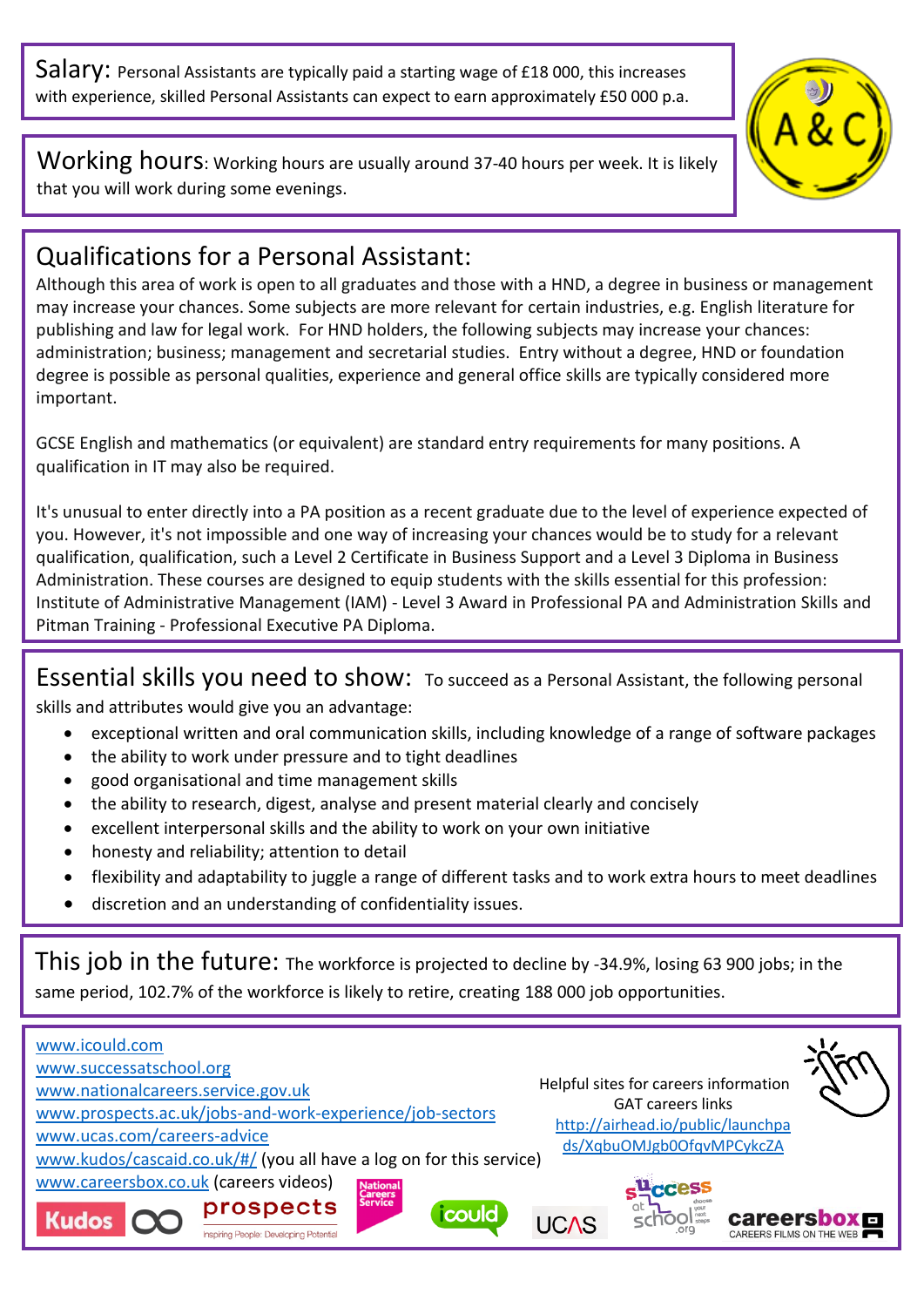**Salary:** Personal Assistants are typically paid a starting wage of £18 000, this increases with experience, skilled Personal Assistants can expect to earn approximately £50 000 p.a.

**Working hours:** Working hours are usually around 37-40 hours per week. It is likely that you will work during some evenings.

## Qualifications for a Personal Assistant:

Although this area of work is open to all graduates and those with a HND, a degree in business or management may increase your chances. Some subjects are more relevant for certain industries, e.g. English literature for publishing and law for legal work. For HND holders, the following subjects may increase your chances: administration; business; management and secretarial studies. Entry without a degree, HND or foundation degree is possible as personal qualities, experience and general office skills are typically considered more important.

GCSE English and mathematics (or equivalent) are standard entry requirements for many positions. A qualification in IT may also be required.

It's unusual to enter directly into a PA position as a recent graduate due to the level of experience expected of you. However, it's not impossible and one way of increasing your chances would be to study for a relevant qualification, qualification, such a Level 2 Certificate in Business Support and a Level 3 Diploma in Business Administration. These courses are designed to equip students with the skills essential for this profession: Institute of Administrative Management (IAM) - Level 3 Award in Professional PA and Administration Skills and Pitman Training - Professional Executive PA Diploma.

## Essential skills you need to show:

To succeed as a Personal Assistant, the following personal skills and attributes would give you an advantage:

- exceptional written and oral communication skills, including knowledge of a range of software packages
- the ability to work under pressure and to tight deadlines
- good organisational and time management skills
- the ability to research, digest, analyse and present material clearly and concisely
- excellent interpersonal skills and the ability to work on your own initiative
- honesty and reliability; attention to detail
- flexibility and adaptability to juggle a range of different tasks and to work extra hours to meet deadlines
- discretion and an understanding of confidentiality issues.

## This job in the future:

The workforce is projected to decline by -34.9%, losing 63 900 jobs; in the same period, 102.7% of the workforce is likely to retire, creating 188 000 job opportunities.

www.icould.com
www.successatschool.org
www.nationalcareers.service.gov.uk
www.prospects.ac.uk/jobs-and-work-experience/job-sectors
www.ucas.com/careers-advice
www.kudos/cascaid.co.uk/#/ (you all have a log on for this service)
www.careersbox.co.uk (careers videos)

Helpful sites for careers information
GAT careers links
http://airhead.io/public/launchpads/XqbuOMJgb0OfqvMPCykcZA